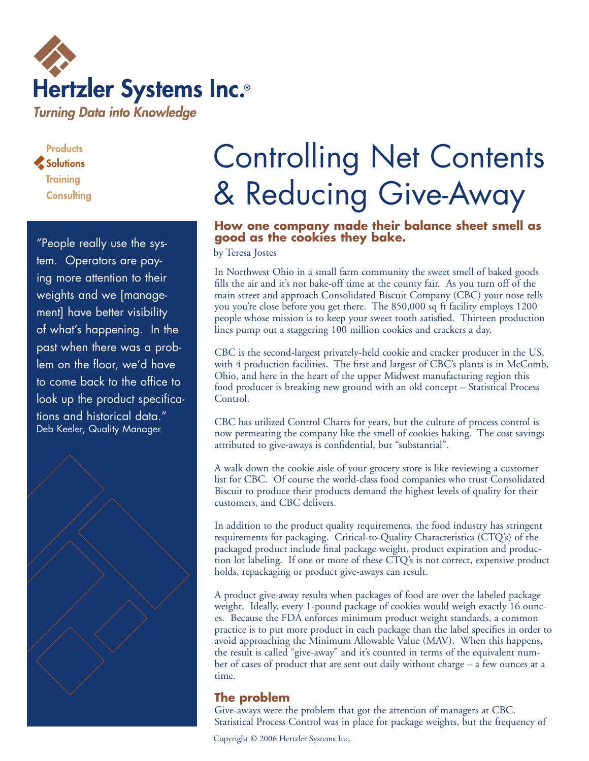**Hertzler Systems Inc.®**

*Turning Data into Knowledge*

Products
Solutions
Training
Consulting

> "People really use the system. Operators are paying more attention to their weights and we [management] have better visibility of what's happening. In the past when there was a problem on the floor, we'd have to come back to the office to look up the product specifications and historical data."
> Deb Keeler, Quality Manager

# Controlling Net Contents & Reducing Give-Away

## How one company made their balance sheet smell as good as the cookies they bake.

by Teresa Jostes

In Northwest Ohio in a small farm community the sweet smell of baked goods fills the air and it's not bake-off time at the county fair. As you turn off of the main street and approach Consolidated Biscuit Company (CBC) your nose tells you you're close before you get there. The 850,000 sq ft facility employs 1200 people whose mission is to keep your sweet tooth satisfied. Thirteen production lines pump out a staggering 100 million cookies and crackers a day.

CBC is the second-largest privately-held cookie and cracker producer in the US, with 4 production facilities. The first and largest of CBC's plants is in McComb, Ohio, and here in the heart of the upper Midwest manufacturing region this food producer is breaking new ground with an old concept – Statistical Process Control.

CBC has utilized Control Charts for years, but the culture of process control is now permeating the company like the smell of cookies baking. The cost savings attributed to give-aways is confidential, but "substantial".

A walk down the cookie aisle of your grocery store is like reviewing a customer list for CBC. Of course the world-class food companies who trust Consolidated Biscuit to produce their products demand the highest levels of quality for their customers, and CBC delivers.

In addition to the product quality requirements, the food industry has stringent requirements for packaging. Critical-to-Quality Characteristics (CTQ's) of the packaged product include final package weight, product expiration and production lot labeling. If one or more of these CTQ's is not correct, expensive product holds, repackaging or product give-aways can result.

A product give-away results when packages of food are over the labeled package weight. Ideally, every 1-pound package of cookies would weigh exactly 16 ounces. Because the FDA enforces minimum product weight standards, a common practice is to put more product in each package than the label specifies in order to avoid approaching the Minimum Allowable Value (MAV). When this happens, the result is called "give-away" and it's counted in terms of the equivalent number of cases of product that are sent out daily without charge – a few ounces at a time.

## The problem

Give-aways were the problem that got the attention of managers at CBC. Statistical Process Control was in place for package weights, but the frequency of

Copyright © 2006 Hertzler Systems Inc.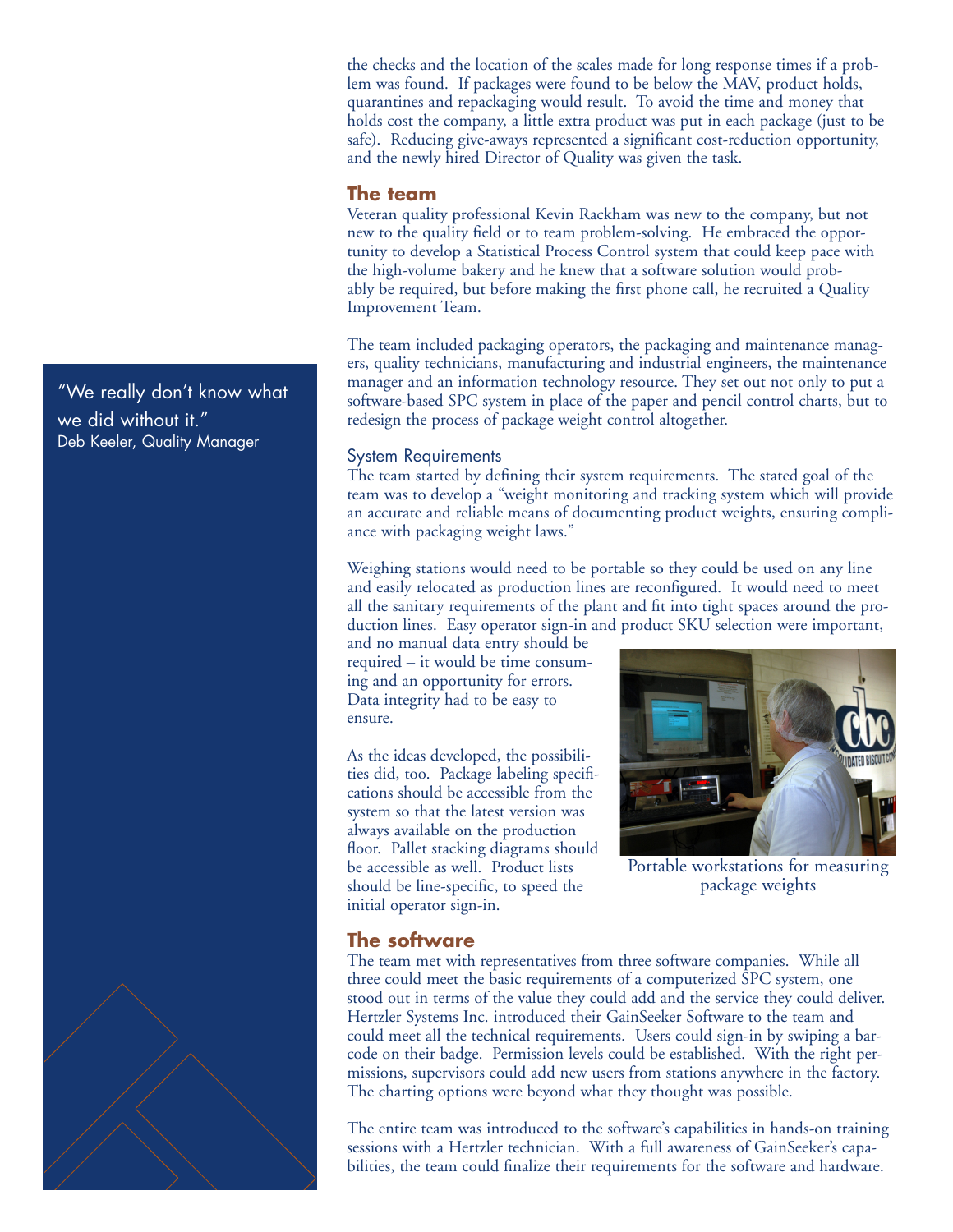the checks and the location of the scales made for long response times if a problem was found. If packages were found to be below the MAV, product holds, quarantines and repackaging would result. To avoid the time and money that holds cost the company, a little extra product was put in each package (just to be safe). Reducing give-aways represented a significant cost-reduction opportunity, and the newly hired Director of Quality was given the task.

## The team

Veteran quality professional Kevin Rackham was new to the company, but not new to the quality field or to team problem-solving. He embraced the opportunity to develop a Statistical Process Control system that could keep pace with the high-volume bakery and he knew that a software solution would probably be required, but before making the first phone call, he recruited a Quality Improvement Team.

The team included packaging operators, the packaging and maintenance managers, quality technicians, manufacturing and industrial engineers, the maintenance manager and an information technology resource. They set out not only to put a software-based SPC system in place of the paper and pencil control charts, but to redesign the process of package weight control altogether.

> "We really don't know what we did without it."
> Deb Keeler, Quality Manager

### System Requirements

The team started by defining their system requirements. The stated goal of the team was to develop a "weight monitoring and tracking system which will provide an accurate and reliable means of documenting product weights, ensuring compliance with packaging weight laws."

Weighing stations would need to be portable so they could be used on any line and easily relocated as production lines are reconfigured. It would need to meet all the sanitary requirements of the plant and fit into tight spaces around the production lines. Easy operator sign-in and product SKU selection were important, and no manual data entry should be required – it would be time consuming and an opportunity for errors. Data integrity had to be easy to ensure.

As the ideas developed, the possibilities did, too. Package labeling specifications should be accessible from the system so that the latest version was always available on the production floor. Pallet stacking diagrams should be accessible as well. Product lists should be line-specific, to speed the initial operator sign-in.

Portable workstations for measuring package weights

## The software

The team met with representatives from three software companies. While all three could meet the basic requirements of a computerized SPC system, one stood out in terms of the value they could add and the service they could deliver. Hertzler Systems Inc. introduced their GainSeeker Software to the team and could meet all the technical requirements. Users could sign-in by swiping a barcode on their badge. Permission levels could be established. With the right permissions, supervisors could add new users from stations anywhere in the factory. The charting options were beyond what they thought was possible.

The entire team was introduced to the software's capabilities in hands-on training sessions with a Hertzler technician. With a full awareness of GainSeeker's capabilities, the team could finalize their requirements for the software and hardware.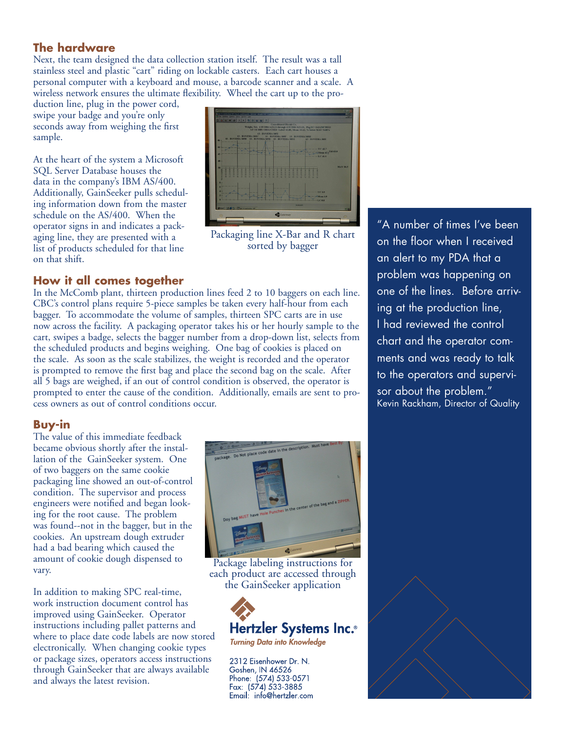## The hardware

Next, the team designed the data collection station itself. The result was a tall stainless steel and plastic "cart" riding on lockable casters. Each cart houses a personal computer with a keyboard and mouse, a barcode scanner and a scale. A wireless network ensures the ultimate flexibility. Wheel the cart up to the production line, plug in the power cord, swipe your badge and you're only seconds away from weighing the first sample.

At the heart of the system a Microsoft SQL Server Database houses the data in the company's IBM AS/400. Additionally, GainSeeker pulls scheduling information down from the master schedule on the AS/400. When the operator signs in and indicates a packaging line, they are presented with a list of products scheduled for that line on that shift.

Packaging line X-Bar and R chart sorted by bagger

## How it all comes together

In the McComb plant, thirteen production lines feed 2 to 10 baggers on each line. CBC's control plans require 5-piece samples be taken every half-hour from each bagger. To accommodate the volume of samples, thirteen SPC carts are in use now across the facility. A packaging operator takes his or her hourly sample to the cart, swipes a badge, selects the bagger number from a drop-down list, selects from the scheduled products and begins weighing. One bag of cookies is placed on the scale. As soon as the scale stabilizes, the weight is recorded and the operator is prompted to remove the first bag and place the second bag on the scale. After all 5 bags are weighed, if an out of control condition is observed, the operator is prompted to enter the cause of the condition. Additionally, emails are sent to process owners as out of control conditions occur.

## Buy-in

The value of this immediate feedback became obvious shortly after the installation of the GainSeeker system. One of two baggers on the same cookie packaging line showed an out-of-control condition. The supervisor and process engineers were notified and began looking for the root cause. The problem was found--not in the bagger, but in the cookies. An upstream dough extruder had a bad bearing which caused the amount of cookie dough dispensed to vary.

In addition to making SPC real-time, work instruction document control has improved using GainSeeker. Operator instructions including pallet patterns and where to place date code labels are now stored electronically. When changing cookie types or package sizes, operators access instructions through GainSeeker that are always available and always the latest revision.

Package labeling instructions for each product are accessed through the GainSeeker application

"A number of times I've been on the floor when I received an alert to my PDA that a problem was happening on one of the lines. Before arriving at the production line, I had reviewed the control chart and the operator comments and was ready to talk to the operators and supervisor about the problem."
Kevin Rackham, Director of Quality

**Hertzler Systems Inc.®**
*Turning Data into Knowledge*

2312 Eisenhower Dr. N.
Goshen, IN 46526
Phone: (574) 533-0571
Fax: (574) 533-3885
Email: info@hertzler.com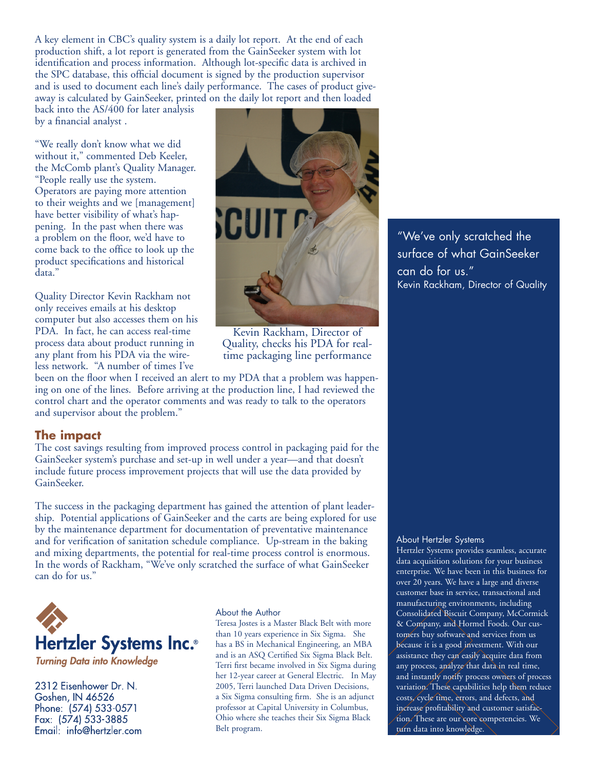A key element in CBC's quality system is a daily lot report. At the end of each production shift, a lot report is generated from the GainSeeker system with lot identification and process information. Although lot-specific data is archived in the SPC database, this official document is signed by the production supervisor and is used to document each line's daily performance. The cases of product give-away is calculated by GainSeeker, printed on the daily lot report and then loaded back into the AS/400 for later analysis by a financial analyst .

"We really don't know what we did without it," commented Deb Keeler, the McComb plant's Quality Manager. "People really use the system. Operators are paying more attention to their weights and we [management] have better visibility of what's happening. In the past when there was a problem on the floor, we'd have to come back to the office to look up the product specifications and historical data."

Quality Director Kevin Rackham not only receives emails at his desktop computer but also accesses them on his PDA. In fact, he can access real-time process data about product running in any plant from his PDA via the wireless network. "A number of times I've been on the floor when I received an alert to my PDA that a problem was happening on one of the lines. Before arriving at the production line, I had reviewed the control chart and the operator comments and was ready to talk to the operators and supervisor about the problem."

Kevin Rackham, Director of Quality, checks his PDA for real-time packaging line performance

## The impact

The cost savings resulting from improved process control in packaging paid for the GainSeeker system's purchase and set-up in well under a year—and that doesn't include future process improvement projects that will use the data provided by GainSeeker.

The success in the packaging department has gained the attention of plant leadership. Potential applications of GainSeeker and the carts are being explored for use by the maintenance department for documentation of preventative maintenance and for verification of sanitation schedule compliance. Up-stream in the baking and mixing departments, the potential for real-time process control is enormous. In the words of Rackham, "We've only scratched the surface of what GainSeeker can do for us."

> "We've only scratched the surface of what GainSeeker can do for us."
> Kevin Rackham, Director of Quality

**Hertzler Systems Inc.®**
*Turning Data into Knowledge*

2312 Eisenhower Dr. N.
Goshen, IN 46526
Phone: (574) 533-0571
Fax: (574) 533-3885
Email: info@hertzler.com

### About the Author

Teresa Jostes is a Master Black Belt with more than 10 years experience in Six Sigma. She has a BS in Mechanical Engineering, an MBA and is an ASQ Certified Six Sigma Black Belt. Terri first became involved in Six Sigma during her 12-year career at General Electric. In May 2005, Terri launched Data Driven Decisions, a Six Sigma consulting firm. She is an adjunct professor at Capital University in Columbus, Ohio where she teaches their Six Sigma Black Belt program.

### About Hertzler Systems

Hertzler Systems provides seamless, accurate data acquisition solutions for your business enterprise. We have been in this business for over 20 years. We have a large and diverse customer base in service, transactional and manufacturing environments, including Consolidated Biscuit Company, McCormick & Company, and Hormel Foods. Our customers buy software and services from us because it is a good investment. With our assistance they can easily acquire data from any process, analyze that data in real time, and instantly notify process owners of process variation. These capabilities help them reduce costs, cycle time, errors, and defects, and increase profitability and customer satisfaction. These are our core competencies. We turn data into knowledge.